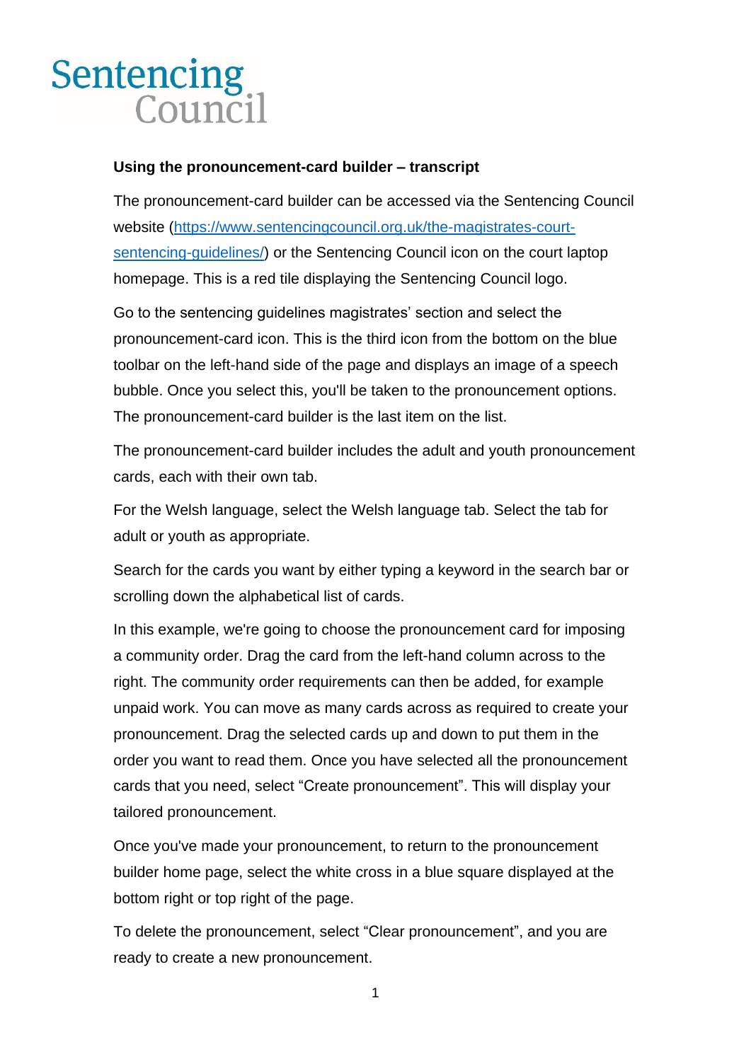Sentencing Council

**Using the pronouncement-card builder – transcript**

The pronouncement-card builder can be accessed via the Sentencing Council website ([https://www.sentencingcouncil.org.uk/the-magistrates-court-sentencing-guidelines/](https://www.sentencingcouncil.org.uk/the-magistrates-court-sentencing-guidelines/)) or the Sentencing Council icon on the court laptop homepage. This is a red tile displaying the Sentencing Council logo.

Go to the sentencing guidelines magistrates' section and select the pronouncement-card icon. This is the third icon from the bottom on the blue toolbar on the left-hand side of the page and displays an image of a speech bubble. Once you select this, you'll be taken to the pronouncement options. The pronouncement-card builder is the last item on the list.

The pronouncement-card builder includes the adult and youth pronouncement cards, each with their own tab.

For the Welsh language, select the Welsh language tab. Select the tab for adult or youth as appropriate.

Search for the cards you want by either typing a keyword in the search bar or scrolling down the alphabetical list of cards.

In this example, we're going to choose the pronouncement card for imposing a community order. Drag the card from the left-hand column across to the right. The community order requirements can then be added, for example unpaid work. You can move as many cards across as required to create your pronouncement. Drag the selected cards up and down to put them in the order you want to read them. Once you have selected all the pronouncement cards that you need, select "Create pronouncement". This will display your tailored pronouncement.

Once you've made your pronouncement, to return to the pronouncement builder home page, select the white cross in a blue square displayed at the bottom right or top right of the page.

To delete the pronouncement, select "Clear pronouncement", and you are ready to create a new pronouncement.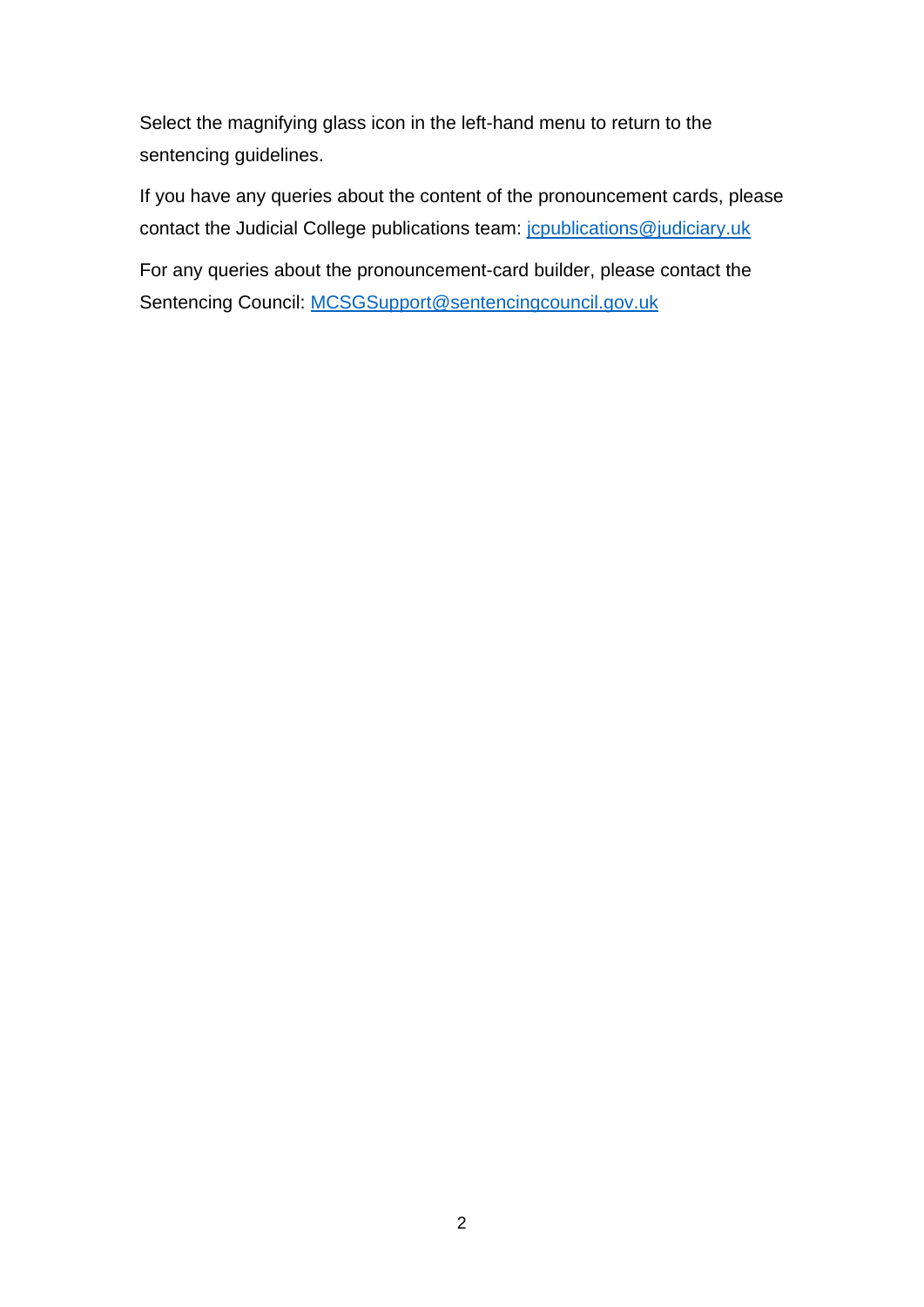Select the magnifying glass icon in the left-hand menu to return to the sentencing guidelines.

If you have any queries about the content of the pronouncement cards, please contact the Judicial College publications team: jcpublications@judiciary.uk

For any queries about the pronouncement-card builder, please contact the Sentencing Council: MCSGSupport@sentencingcouncil.gov.uk